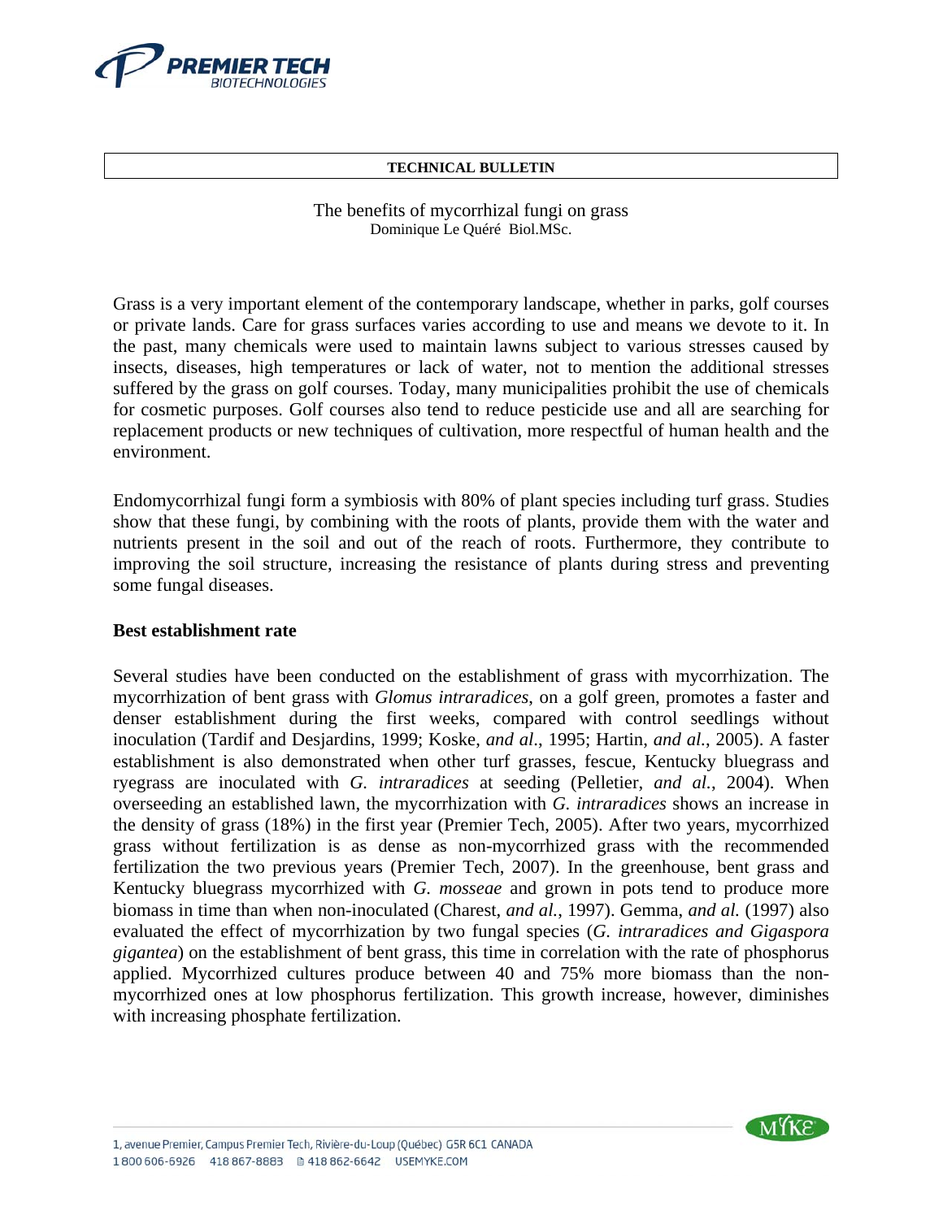**TECHNICAL BULLETIN**

The benefits of mycorrhizal fungi on grass

Dominique Le Quéré Biol.MSc.

Grass is a very important element of the contemporary landscape, whether in parks, golf courses or private lands. Care for grass surfaces varies according to use and means we devote to it. In the past, many chemicals were used to maintain lawns subject to various stresses caused by insects, diseases, high temperatures or lack of water, not to mention the additional stresses suffered by the grass on golf courses. Today, many municipalities prohibit the use of chemicals for cosmetic purposes. Golf courses also tend to reduce pesticide use and all are searching for replacement products or new techniques of cultivation, more respectful of human health and the environment.

Endomycorrhizal fungi form a symbiosis with 80% of plant species including turf grass. Studies show that these fungi, by combining with the roots of plants, provide them with the water and nutrients present in the soil and out of the reach of roots. Furthermore, they contribute to improving the soil structure, increasing the resistance of plants during stress and preventing some fungal diseases.

**Best establishment rate**

Several studies have been conducted on the establishment of grass with mycorrhization. The mycorrhization of bent grass with *Glomus intraradices*, on a golf green, promotes a faster and denser establishment during the first weeks, compared with control seedlings without inoculation (Tardif and Desjardins, 1999; Koske, *and al*., 1995; Hartin, *and al.*, 2005). A faster establishment is also demonstrated when other turf grasses, fescue, Kentucky bluegrass and ryegrass are inoculated with *G. intraradices* at seeding (Pelletier, *and al.*, 2004). When overseeding an established lawn, the mycorrhization with *G. intraradices* shows an increase in the density of grass (18%) in the first year (Premier Tech, 2005). After two years, mycorrhized grass without fertilization is as dense as non-mycorrhized grass with the recommended fertilization the two previous years (Premier Tech, 2007). In the greenhouse, bent grass and Kentucky bluegrass mycorrhized with *G. mosseae* and grown in pots tend to produce more biomass in time than when non-inoculated (Charest, *and al.*, 1997). Gemma, *and al.* (1997) also evaluated the effect of mycorrhization by two fungal species (*G. intraradices and Gigaspora gigantea*) on the establishment of bent grass, this time in correlation with the rate of phosphorus applied. Mycorrhized cultures produce between 40 and 75% more biomass than the non-mycorrhized ones at low phosphorus fertilization. This growth increase, however, diminishes with increasing phosphate fertilization.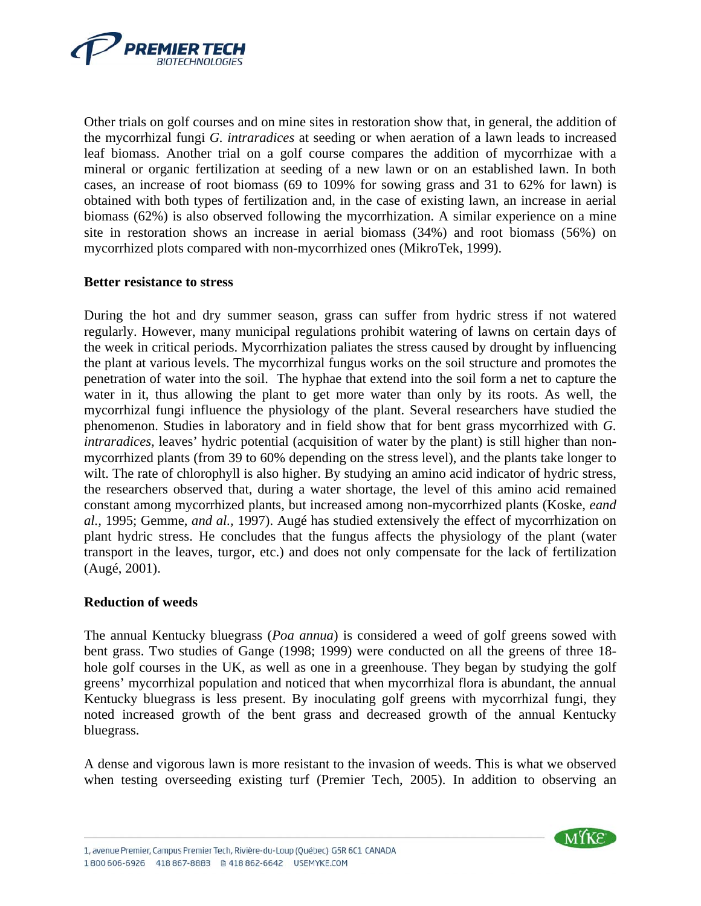Other trials on golf courses and on mine sites in restoration show that, in general, the addition of the mycorrhizal fungi *G. intraradices* at seeding or when aeration of a lawn leads to increased leaf biomass. Another trial on a golf course compares the addition of mycorrhizae with a mineral or organic fertilization at seeding of a new lawn or on an established lawn. In both cases, an increase of root biomass (69 to 109% for sowing grass and 31 to 62% for lawn) is obtained with both types of fertilization and, in the case of existing lawn, an increase in aerial biomass (62%) is also observed following the mycorrhization. A similar experience on a mine site in restoration shows an increase in aerial biomass (34%) and root biomass (56%) on mycorrhized plots compared with non-mycorrhized ones (MikroTek, 1999).

**Better resistance to stress**

During the hot and dry summer season, grass can suffer from hydric stress if not watered regularly. However, many municipal regulations prohibit watering of lawns on certain days of the week in critical periods. Mycorrhization paliates the stress caused by drought by influencing the plant at various levels. The mycorrhizal fungus works on the soil structure and promotes the penetration of water into the soil. The hyphae that extend into the soil form a net to capture the water in it, thus allowing the plant to get more water than only by its roots. As well, the mycorrhizal fungi influence the physiology of the plant. Several researchers have studied the phenomenon. Studies in laboratory and in field show that for bent grass mycorrhized with *G. intraradices*, leaves' hydric potential (acquisition of water by the plant) is still higher than non-mycorrhized plants (from 39 to 60% depending on the stress level), and the plants take longer to wilt. The rate of chlorophyll is also higher. By studying an amino acid indicator of hydric stress, the researchers observed that, during a water shortage, the level of this amino acid remained constant among mycorrhized plants, but increased among non-mycorrhized plants (Koske, *eand al.*, 1995; Gemme, *and al.*, 1997). Augé has studied extensively the effect of mycorrhization on plant hydric stress. He concludes that the fungus affects the physiology of the plant (water transport in the leaves, turgor, etc.) and does not only compensate for the lack of fertilization (Augé, 2001).

**Reduction of weeds**

The annual Kentucky bluegrass (*Poa annua*) is considered a weed of golf greens sowed with bent grass. Two studies of Gange (1998; 1999) were conducted on all the greens of three 18-hole golf courses in the UK, as well as one in a greenhouse. They began by studying the golf greens' mycorrhizal population and noticed that when mycorrhizal flora is abundant, the annual Kentucky bluegrass is less present. By inoculating golf greens with mycorrhizal fungi, they noted increased growth of the bent grass and decreased growth of the annual Kentucky bluegrass.

A dense and vigorous lawn is more resistant to the invasion of weeds. This is what we observed when testing overseeding existing turf (Premier Tech, 2005). In addition to observing an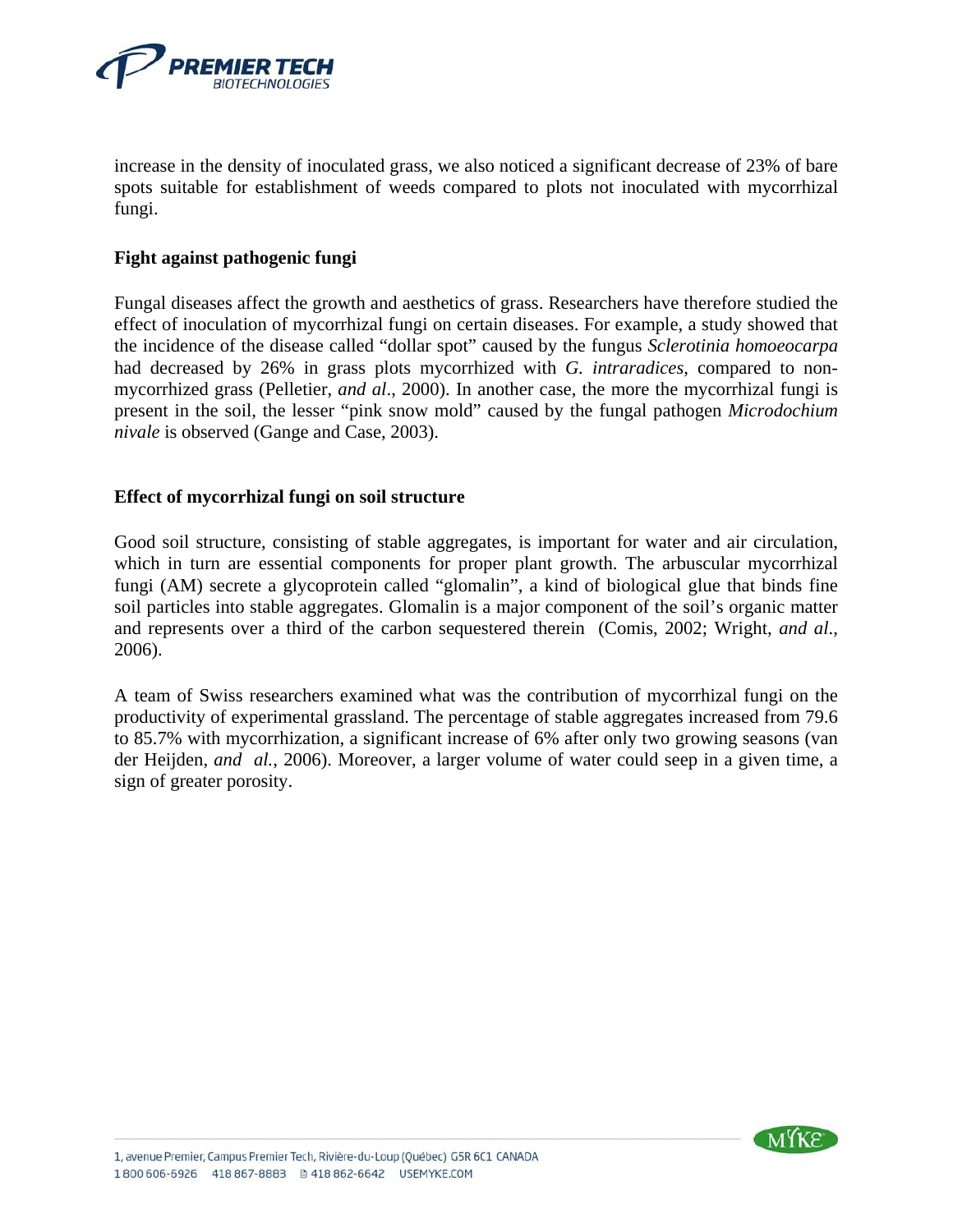increase in the density of inoculated grass, we also noticed a significant decrease of 23% of bare spots suitable for establishment of weeds compared to plots not inoculated with mycorrhizal fungi.

**Fight against pathogenic fungi**

Fungal diseases affect the growth and aesthetics of grass. Researchers have therefore studied the effect of inoculation of mycorrhizal fungi on certain diseases. For example, a study showed that the incidence of the disease called "dollar spot" caused by the fungus *Sclerotinia homoeocarpa* had decreased by 26% in grass plots mycorrhized with *G. intraradices*, compared to non-mycorrhized grass (Pelletier, *and al*., 2000). In another case, the more the mycorrhizal fungi is present in the soil, the lesser "pink snow mold" caused by the fungal pathogen *Microdochium nivale* is observed (Gange and Case, 2003).

**Effect of mycorrhizal fungi on soil structure**

Good soil structure, consisting of stable aggregates, is important for water and air circulation, which in turn are essential components for proper plant growth. The arbuscular mycorrhizal fungi (AM) secrete a glycoprotein called "glomalin", a kind of biological glue that binds fine soil particles into stable aggregates. Glomalin is a major component of the soil's organic matter and represents over a third of the carbon sequestered therein (Comis, 2002; Wright, *and al*., 2006).

A team of Swiss researchers examined what was the contribution of mycorrhizal fungi on the productivity of experimental grassland. The percentage of stable aggregates increased from 79.6 to 85.7% with mycorrhization, a significant increase of 6% after only two growing seasons (van der Heijden, *and al.*, 2006). Moreover, a larger volume of water could seep in a given time, a sign of greater porosity.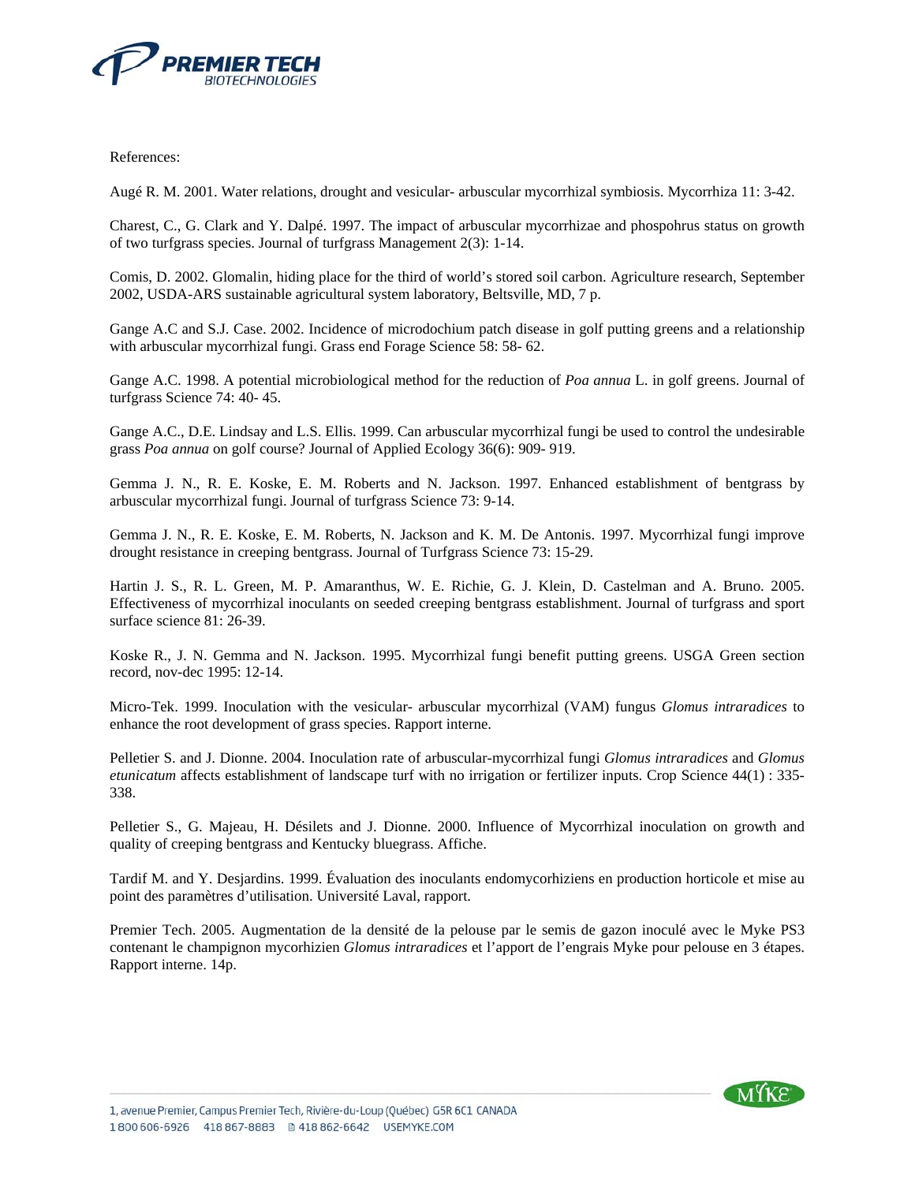References:

Augé R. M. 2001. Water relations, drought and vesicular- arbuscular mycorrhizal symbiosis. Mycorrhiza 11: 3-42.

Charest, C., G. Clark and Y. Dalpé. 1997. The impact of arbuscular mycorrhizae and phospohrus status on growth of two turfgrass species. Journal of turfgrass Management 2(3): 1-14.

Comis, D. 2002. Glomalin, hiding place for the third of world's stored soil carbon. Agriculture research, September 2002, USDA-ARS sustainable agricultural system laboratory, Beltsville, MD, 7 p.

Gange A.C and S.J. Case. 2002. Incidence of microdochium patch disease in golf putting greens and a relationship with arbuscular mycorrhizal fungi. Grass end Forage Science 58: 58- 62.

Gange A.C. 1998. A potential microbiological method for the reduction of *Poa annua* L. in golf greens. Journal of turfgrass Science 74: 40- 45.

Gange A.C., D.E. Lindsay and L.S. Ellis. 1999. Can arbuscular mycorrhizal fungi be used to control the undesirable grass *Poa annua* on golf course? Journal of Applied Ecology 36(6): 909- 919.

Gemma J. N., R. E. Koske, E. M. Roberts and N. Jackson. 1997. Enhanced establishment of bentgrass by arbuscular mycorrhizal fungi. Journal of turfgrass Science 73: 9-14.

Gemma J. N., R. E. Koske, E. M. Roberts, N. Jackson and K. M. De Antonis. 1997. Mycorrhizal fungi improve drought resistance in creeping bentgrass. Journal of Turfgrass Science 73: 15-29.

Hartin J. S., R. L. Green, M. P. Amaranthus, W. E. Richie, G. J. Klein, D. Castelman and A. Bruno. 2005. Effectiveness of mycorrhizal inoculants on seeded creeping bentgrass establishment. Journal of turfgrass and sport surface science 81: 26-39.

Koske R., J. N. Gemma and N. Jackson. 1995. Mycorrhizal fungi benefit putting greens. USGA Green section record, nov-dec 1995: 12-14.

Micro-Tek. 1999. Inoculation with the vesicular- arbuscular mycorrhizal (VAM) fungus *Glomus intraradices* to enhance the root development of grass species. Rapport interne.

Pelletier S. and J. Dionne. 2004. Inoculation rate of arbuscular-mycorrhizal fungi *Glomus intraradices* and *Glomus etunicatum* affects establishment of landscape turf with no irrigation or fertilizer inputs. Crop Science 44(1) : 335-338.

Pelletier S., G. Majeau, H. Désilets and J. Dionne. 2000. Influence of Mycorrhizal inoculation on growth and quality of creeping bentgrass and Kentucky bluegrass. Affiche.

Tardif M. and Y. Desjardins. 1999. Évaluation des inoculants endomycorhiziens en production horticole et mise au point des paramètres d'utilisation. Université Laval, rapport.

Premier Tech. 2005. Augmentation de la densité de la pelouse par le semis de gazon inoculé avec le Myke PS3 contenant le champignon mycorhizien *Glomus intraradices* et l'apport de l'engrais Myke pour pelouse en 3 étapes. Rapport interne. 14p.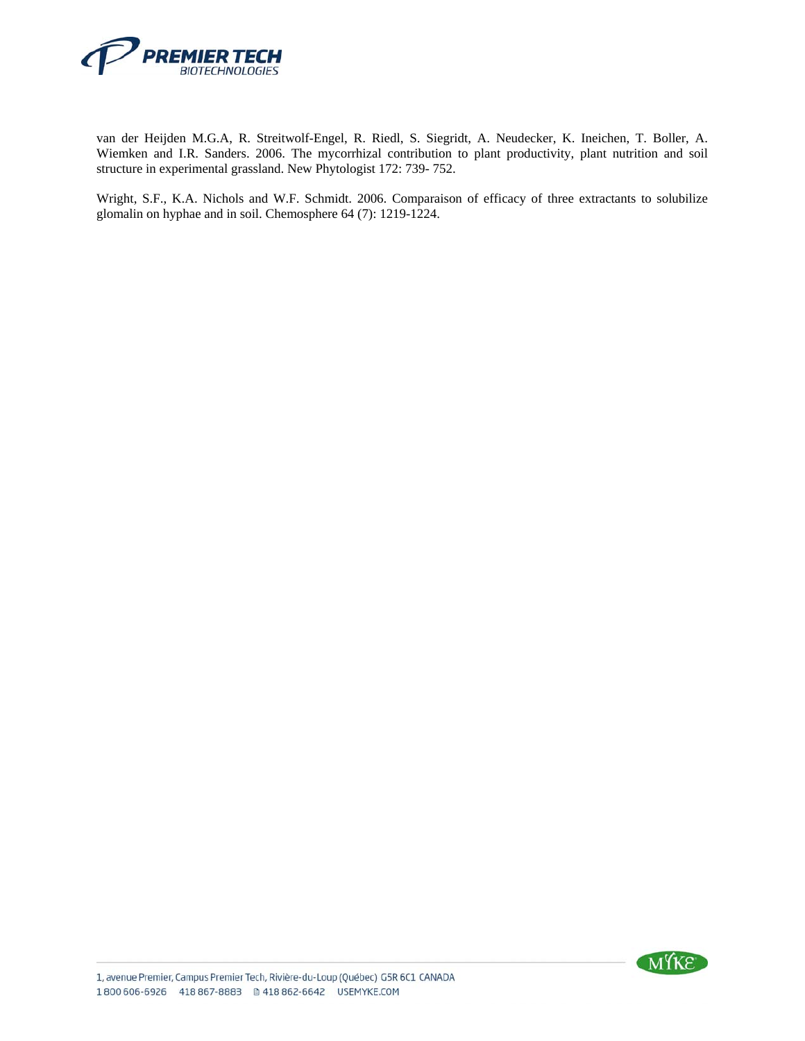van der Heijden M.G.A, R. Streitwolf-Engel, R. Riedl, S. Siegridt, A. Neudecker, K. Ineichen, T. Boller, A. Wiemken and I.R. Sanders. 2006. The mycorrhizal contribution to plant productivity, plant nutrition and soil structure in experimental grassland. New Phytologist 172: 739- 752.

Wright, S.F., K.A. Nichols and W.F. Schmidt. 2006. Comparaison of efficacy of three extractants to solubilize glomalin on hyphae and in soil. Chemosphere 64 (7): 1219-1224.